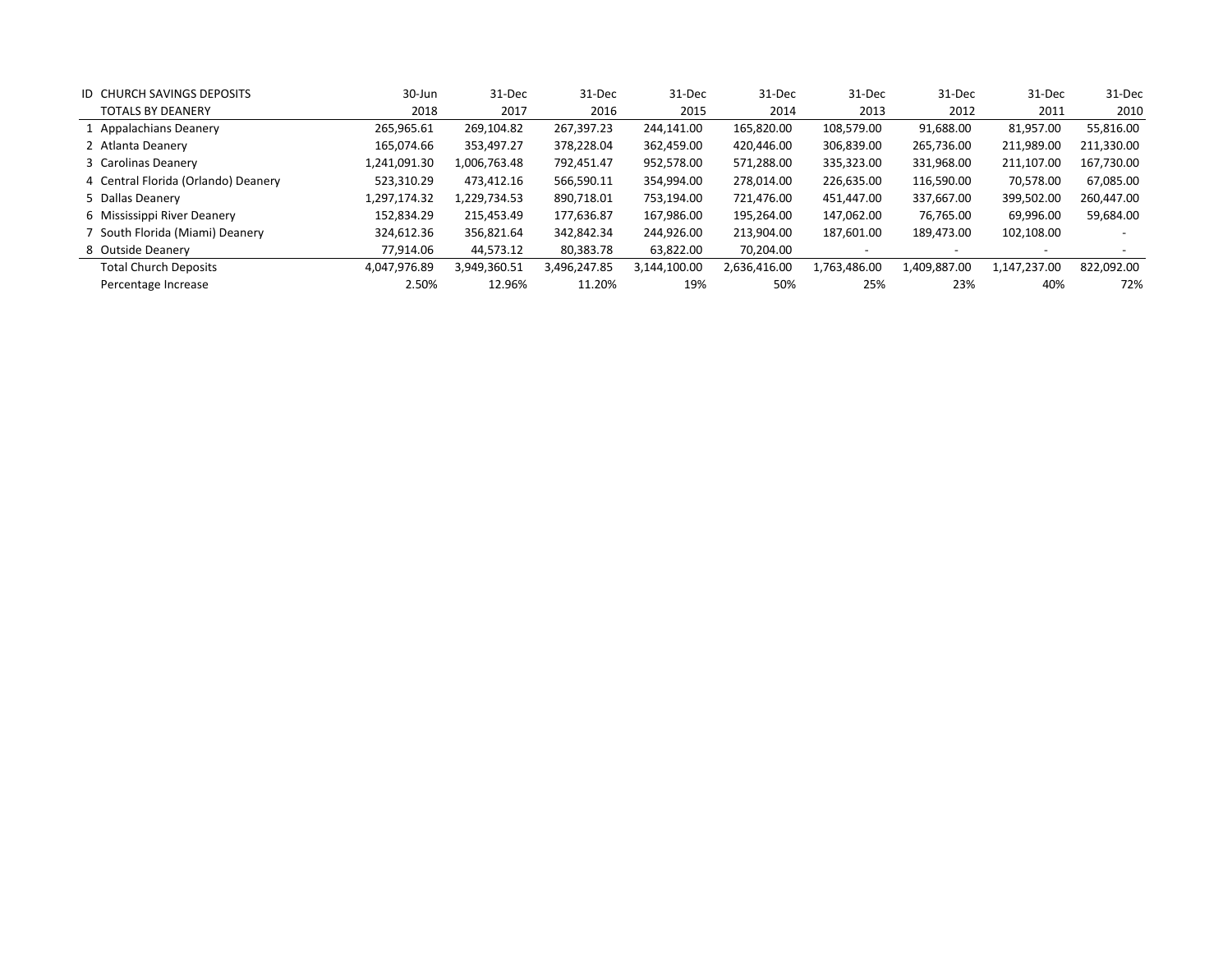| ID | CHURCH SAVINGS DEPOSITS | 30-Jun | 31-Dec | 31-Dec | 31-Dec | 31-Dec | 31-Dec | 31-Dec | 31-Dec | 31-Dec |
|---|---|---|---|---|---|---|---|---|---|---|
| | TOTALS BY DEANERY | 2018 | 2017 | 2016 | 2015 | 2014 | 2013 | 2012 | 2011 | 2010 |
| 1 | Appalachians Deanery | 265,965.61 | 269,104.82 | 267,397.23 | 244,141.00 | 165,820.00 | 108,579.00 | 91,688.00 | 81,957.00 | 55,816.00 |
| 2 | Atlanta Deanery | 165,074.66 | 353,497.27 | 378,228.04 | 362,459.00 | 420,446.00 | 306,839.00 | 265,736.00 | 211,989.00 | 211,330.00 |
| 3 | Carolinas Deanery | 1,241,091.30 | 1,006,763.48 | 792,451.47 | 952,578.00 | 571,288.00 | 335,323.00 | 331,968.00 | 211,107.00 | 167,730.00 |
| 4 | Central Florida (Orlando) Deanery | 523,310.29 | 473,412.16 | 566,590.11 | 354,994.00 | 278,014.00 | 226,635.00 | 116,590.00 | 70,578.00 | 67,085.00 |
| 5 | Dallas Deanery | 1,297,174.32 | 1,229,734.53 | 890,718.01 | 753,194.00 | 721,476.00 | 451,447.00 | 337,667.00 | 399,502.00 | 260,447.00 |
| 6 | Mississippi River Deanery | 152,834.29 | 215,453.49 | 177,636.87 | 167,986.00 | 195,264.00 | 147,062.00 | 76,765.00 | 69,996.00 | 59,684.00 |
| 7 | South Florida (Miami) Deanery | 324,612.36 | 356,821.64 | 342,842.34 | 244,926.00 | 213,904.00 | 187,601.00 | 189,473.00 | 102,108.00 | - |
| 8 | Outside Deanery | 77,914.06 | 44,573.12 | 80,383.78 | 63,822.00 | 70,204.00 | - | - | - | - |
| | Total Church Deposits | 4,047,976.89 | 3,949,360.51 | 3,496,247.85 | 3,144,100.00 | 2,636,416.00 | 1,763,486.00 | 1,409,887.00 | 1,147,237.00 | 822,092.00 |
| | Percentage Increase | 2.50% | 12.96% | 11.20% | 19% | 50% | 25% | 23% | 40% | 72% |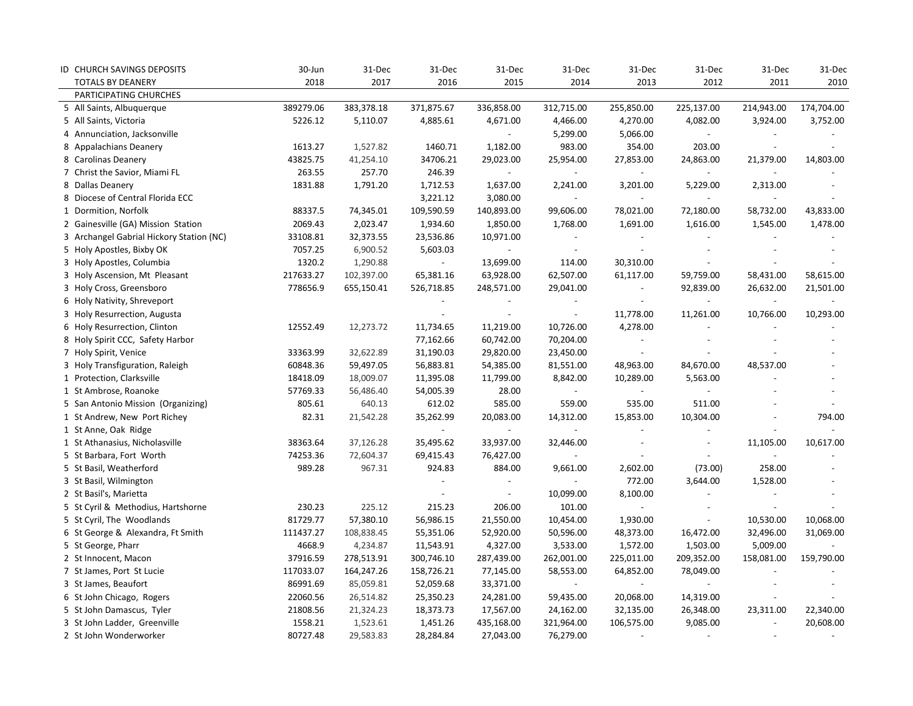| ID | CHURCH SAVINGS DEPOSITS | 30-Jun | 31-Dec | 31-Dec | 31-Dec | 31-Dec | 31-Dec | 31-Dec | 31-Dec | 31-Dec |
|---|---|---|---|---|---|---|---|---|---|---|
| | TOTALS BY DEANERY | 2018 | 2017 | 2016 | 2015 | 2014 | 2013 | 2012 | 2011 | 2010 |
| | PARTICIPATING CHURCHES | | | | | | | | | |
| 5 | All Saints, Albuquerque | 389279.06 | 383,378.18 | 371,875.67 | 336,858.00 | 312,715.00 | 255,850.00 | 225,137.00 | 214,943.00 | 174,704.00 |
| 5 | All Saints, Victoria | 5226.12 | 5,110.07 | 4,885.61 | 4,671.00 | 4,466.00 | 4,270.00 | 4,082.00 | 3,924.00 | 3,752.00 |
| 4 | Annunciation, Jacksonville | | | | - | 5,299.00 | 5,066.00 | - | - | - |
| 8 | Appalachians Deanery | 1613.27 | 1,527.82 | 1460.71 | 1,182.00 | 983.00 | 354.00 | 203.00 | - | - |
| 8 | Carolinas Deanery | 43825.75 | 41,254.10 | 34706.21 | 29,023.00 | 25,954.00 | 27,853.00 | 24,863.00 | 21,379.00 | 14,803.00 |
| 7 | Christ the Savior, Miami FL | 263.55 | 257.70 | 246.39 | - | - | - | - | - | - |
| 8 | Dallas Deanery | 1831.88 | 1,791.20 | 1,712.53 | 1,637.00 | 2,241.00 | 3,201.00 | 5,229.00 | 2,313.00 | - |
| 8 | Diocese of Central Florida ECC | | | 3,221.12 | 3,080.00 | - | - | - | - | - |
| 1 | Dormition, Norfolk | 88337.5 | 74,345.01 | 109,590.59 | 140,893.00 | 99,606.00 | 78,021.00 | 72,180.00 | 58,732.00 | 43,833.00 |
| 2 | Gainesville (GA) Mission Station | 2069.43 | 2,023.47 | 1,934.60 | 1,850.00 | 1,768.00 | 1,691.00 | 1,616.00 | 1,545.00 | 1,478.00 |
| 3 | Archangel Gabrial Hickory Station (NC) | 33108.81 | 32,373.55 | 23,536.86 | 10,971.00 | - | - | - | - | - |
| 5 | Holy Apostles, Bixby OK | 7057.25 | 6,900.52 | 5,603.03 | - | - | - | - | - | - |
| 3 | Holy Apostles, Columbia | 1320.2 | 1,290.88 | - | 13,699.00 | 114.00 | 30,310.00 | - | - | - |
| 3 | Holy Ascension, Mt Pleasant | 217633.27 | 102,397.00 | 65,381.16 | 63,928.00 | 62,507.00 | 61,117.00 | 59,759.00 | 58,431.00 | 58,615.00 |
| 3 | Holy Cross, Greensboro | 778656.9 | 655,150.41 | 526,718.85 | 248,571.00 | 29,041.00 | - | 92,839.00 | 26,632.00 | 21,501.00 |
| 6 | Holy Nativity, Shreveport | | | - | - | - | - | - | - | - |
| 3 | Holy Resurrection, Augusta | | | - | - | - | 11,778.00 | 11,261.00 | 10,766.00 | 10,293.00 |
| 6 | Holy Resurrection, Clinton | 12552.49 | 12,273.72 | 11,734.65 | 11,219.00 | 10,726.00 | 4,278.00 | - | - | - |
| 8 | Holy Spirit CCC, Safety Harbor | | | 77,162.66 | 60,742.00 | 70,204.00 | - | - | - | - |
| 7 | Holy Spirit, Venice | 33363.99 | 32,622.89 | 31,190.03 | 29,820.00 | 23,450.00 | - | - | - | - |
| 3 | Holy Transfiguration, Raleigh | 60848.36 | 59,497.05 | 56,883.81 | 54,385.00 | 81,551.00 | 48,963.00 | 84,670.00 | 48,537.00 | - |
| 1 | Protection, Clarksville | 18418.09 | 18,009.07 | 11,395.08 | 11,799.00 | 8,842.00 | 10,289.00 | 5,563.00 | - | - |
| 1 | St Ambrose, Roanoke | 57769.33 | 56,486.40 | 54,005.39 | 28.00 | - | - | - | - | - |
| 5 | San Antonio Mission (Organizing) | 805.61 | 640.13 | 612.02 | 585.00 | 559.00 | 535.00 | 511.00 | - | - |
| 1 | St Andrew, New Port Richey | 82.31 | 21,542.28 | 35,262.99 | 20,083.00 | 14,312.00 | 15,853.00 | 10,304.00 | - | 794.00 |
| 1 | St Anne, Oak Ridge | | | - | - | - | - | - | - | - |
| 1 | St Athanasius, Nicholasville | 38363.64 | 37,126.28 | 35,495.62 | 33,937.00 | 32,446.00 | - | - | 11,105.00 | 10,617.00 |
| 5 | St Barbara, Fort Worth | 74253.36 | 72,604.37 | 69,415.43 | 76,427.00 | - | - | - | - | - |
| 5 | St Basil, Weatherford | 989.28 | 967.31 | 924.83 | 884.00 | 9,661.00 | 2,602.00 | (73.00) | 258.00 | - |
| 3 | St Basil, Wilmington | | | - | - | - | 772.00 | 3,644.00 | 1,528.00 | - |
| 2 | St Basil's, Marietta | | | - | - | 10,099.00 | 8,100.00 | - | - | - |
| 5 | St Cyril & Methodius, Hartshorne | 230.23 | 225.12 | 215.23 | 206.00 | 101.00 | - | - | - | - |
| 5 | St Cyril, The Woodlands | 81729.77 | 57,380.10 | 56,986.15 | 21,550.00 | 10,454.00 | 1,930.00 | - | 10,530.00 | 10,068.00 |
| 6 | St George & Alexandra, Ft Smith | 111437.27 | 108,838.45 | 55,351.06 | 52,920.00 | 50,596.00 | 48,373.00 | 16,472.00 | 32,496.00 | 31,069.00 |
| 5 | St George, Pharr | 4668.9 | 4,234.87 | 11,543.91 | 4,327.00 | 3,533.00 | 1,572.00 | 1,503.00 | 5,009.00 | - |
| 2 | St Innocent, Macon | 37916.59 | 278,513.91 | 300,746.10 | 287,439.00 | 262,001.00 | 225,011.00 | 209,352.00 | 158,081.00 | 159,790.00 |
| 7 | St James, Port St Lucie | 117033.07 | 164,247.26 | 158,726.21 | 77,145.00 | 58,553.00 | 64,852.00 | 78,049.00 | - | - |
| 3 | St James, Beaufort | 86991.69 | 85,059.81 | 52,059.68 | 33,371.00 | - | - | - | - | - |
| 6 | St John Chicago, Rogers | 22060.56 | 26,514.82 | 25,350.23 | 24,281.00 | 59,435.00 | 20,068.00 | 14,319.00 | - | - |
| 5 | St John Damascus, Tyler | 21808.56 | 21,324.23 | 18,373.73 | 17,567.00 | 24,162.00 | 32,135.00 | 26,348.00 | 23,311.00 | 22,340.00 |
| 3 | St John Ladder, Greenville | 1558.21 | 1,523.61 | 1,451.26 | 435,168.00 | 321,964.00 | 106,575.00 | 9,085.00 | - | 20,608.00 |
| 2 | St John Wonderworker | 80727.48 | 29,583.83 | 28,284.84 | 27,043.00 | 76,279.00 | - | - | - | - |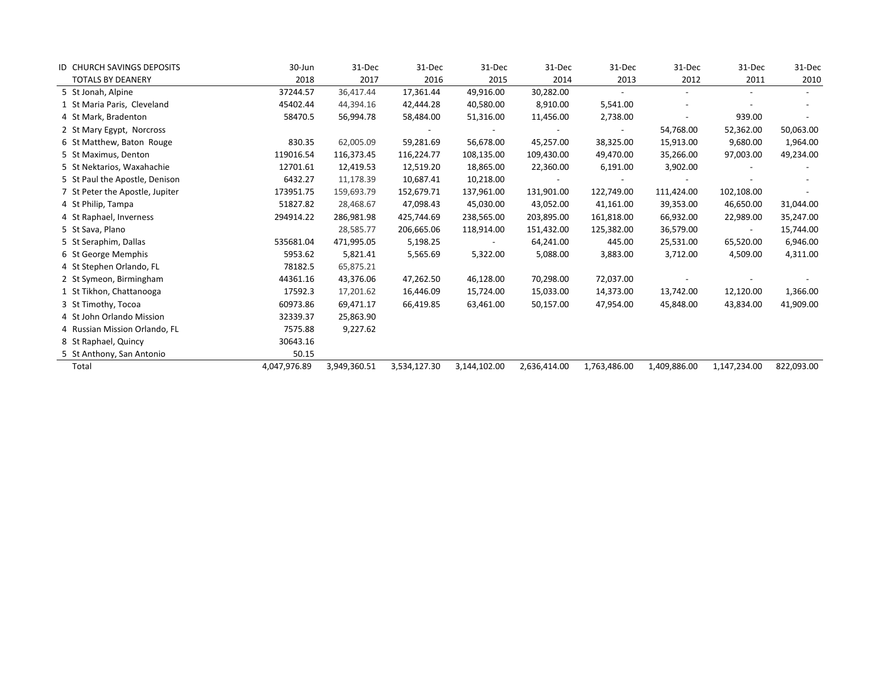| ID | CHURCH SAVINGS DEPOSITS TOTALS BY DEANERY | 30-Jun 2018 | 31-Dec 2017 | 31-Dec 2016 | 31-Dec 2015 | 31-Dec 2014 | 31-Dec 2013 | 31-Dec 2012 | 31-Dec 2011 | 31-Dec 2010 |
|---|---|---|---|---|---|---|---|---|---|---|
| 5 | St Jonah, Alpine | 37244.57 | 36,417.44 | 17,361.44 | 49,916.00 | 30,282.00 | - | - | - | - |
| 1 | St Maria Paris, Cleveland | 45402.44 | 44,394.16 | 42,444.28 | 40,580.00 | 8,910.00 | 5,541.00 | - | - | - |
| 4 | St Mark, Bradenton | 58470.5 | 56,994.78 | 58,484.00 | 51,316.00 | 11,456.00 | 2,738.00 | - | 939.00 | - |
| 2 | St Mary Egypt, Norcross | | | - | - | - | - | 54,768.00 | 52,362.00 | 50,063.00 |
| 6 | St Matthew, Baton Rouge | 830.35 | 62,005.09 | 59,281.69 | 56,678.00 | 45,257.00 | 38,325.00 | 15,913.00 | 9,680.00 | 1,964.00 |
| 5 | St Maximus, Denton | 119016.54 | 116,373.45 | 116,224.77 | 108,135.00 | 109,430.00 | 49,470.00 | 35,266.00 | 97,003.00 | 49,234.00 |
| 5 | St Nektarios, Waxahachie | 12701.61 | 12,419.53 | 12,519.20 | 18,865.00 | 22,360.00 | 6,191.00 | 3,902.00 | - | - |
| 5 | St Paul the Apostle, Denison | 6432.27 | 11,178.39 | 10,687.41 | 10,218.00 | - | - | - | - | - |
| 7 | St Peter the Apostle, Jupiter | 173951.75 | 159,693.79 | 152,679.71 | 137,961.00 | 131,901.00 | 122,749.00 | 111,424.00 | 102,108.00 | - |
| 4 | St Philip, Tampa | 51827.82 | 28,468.67 | 47,098.43 | 45,030.00 | 43,052.00 | 41,161.00 | 39,353.00 | 46,650.00 | 31,044.00 |
| 4 | St Raphael, Inverness | 294914.22 | 286,981.98 | 425,744.69 | 238,565.00 | 203,895.00 | 161,818.00 | 66,932.00 | 22,989.00 | 35,247.00 |
| 5 | St Sava, Plano | | 28,585.77 | 206,665.06 | 118,914.00 | 151,432.00 | 125,382.00 | 36,579.00 | - | 15,744.00 |
| 5 | St Seraphim, Dallas | 535681.04 | 471,995.05 | 5,198.25 | - | 64,241.00 | 445.00 | 25,531.00 | 65,520.00 | 6,946.00 |
| 6 | St George Memphis | 5953.62 | 5,821.41 | 5,565.69 | 5,322.00 | 5,088.00 | 3,883.00 | 3,712.00 | 4,509.00 | 4,311.00 |
| 4 | St Stephen Orlando, FL | 78182.5 | 65,875.21 | | | | | | | |
| 2 | St Symeon, Birmingham | 44361.16 | 43,376.06 | 47,262.50 | 46,128.00 | 70,298.00 | 72,037.00 | - | - | - |
| 1 | St Tikhon, Chattanooga | 17592.3 | 17,201.62 | 16,446.09 | 15,724.00 | 15,033.00 | 14,373.00 | 13,742.00 | 12,120.00 | 1,366.00 |
| 3 | St Timothy, Tocoa | 60973.86 | 69,471.17 | 66,419.85 | 63,461.00 | 50,157.00 | 47,954.00 | 45,848.00 | 43,834.00 | 41,909.00 |
| 4 | St John Orlando Mission | 32339.37 | 25,863.90 | | | | | | | |
| 4 | Russian Mission Orlando, FL | 7575.88 | 9,227.62 | | | | | | | |
| 8 | St Raphael, Quincy | 30643.16 | | | | | | | | |
| 5 | St Anthony, San Antonio | 50.15 | | | | | | | | |
| | Total | 4,047,976.89 | 3,949,360.51 | 3,534,127.30 | 3,144,102.00 | 2,636,414.00 | 1,763,486.00 | 1,409,886.00 | 1,147,234.00 | 822,093.00 |